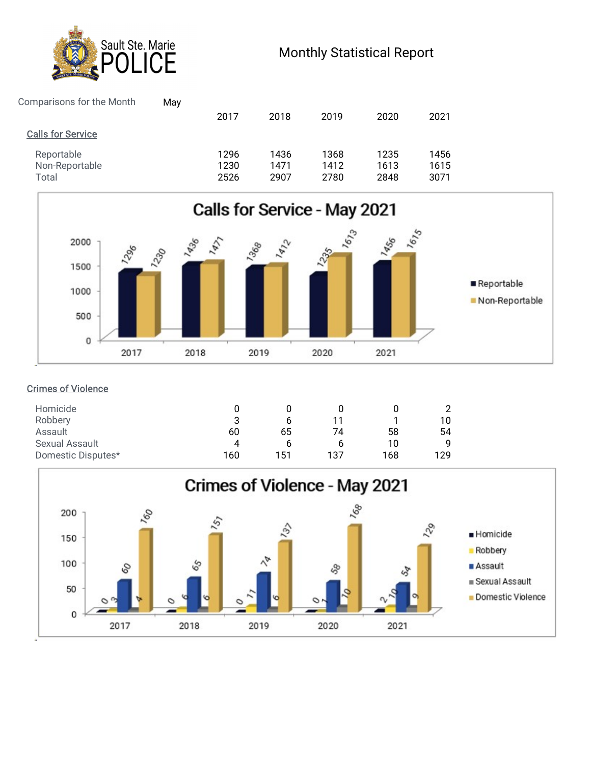Sault Ste. Marie POLICE

# Monthly Statistical Report

Comparisons for the Month May

| | 2017 | 2018 | 2019 | 2020 | 2021 |
|---|---|---|---|---|---|
| **Calls for Service** | | | | | |
| Reportable | 1296 | 1436 | 1368 | 1235 | 1456 |
| Non-Reportable | 1230 | 1471 | 1412 | 1613 | 1615 |
| Total | 2526 | 2907 | 2780 | 2848 | 3071 |

**Calls for Service - May 2021**

| | 2017 | 2018 | 2019 | 2020 | 2021 |
|---|---|---|---|---|---|
| Reportable | 1296 | 1436 | 1368 | 1235 | 1456 |
| Non-Reportable | 1230 | 1471 | 1412 | 1613 | 1615 |

| | 2017 | 2018 | 2019 | 2020 | 2021 |
|---|---|---|---|---|---|
| **Crimes of Violence** | | | | | |
| Homicide | 0 | 0 | 0 | 0 | 2 |
| Robbery | 3 | 6 | 11 | 1 | 10 |
| Assault | 60 | 65 | 74 | 58 | 54 |
| Sexual Assault | 4 | 6 | 6 | 10 | 9 |
| Domestic Disputes* | 160 | 151 | 137 | 168 | 129 |

**Crimes of Violence - May 2021**

| | 2017 | 2018 | 2019 | 2020 | 2021 |
|---|---|---|---|---|---|
| Homicide | 0 | 0 | 0 | 0 | 2 |
| Robbery | 3 | 6 | 11 | 1 | 10 |
| Assault | 60 | 65 | 74 | 58 | 54 |
| Sexual Assault | 4 | 6 | 6 | 10 | 9 |
| Domestic Violence | 160 | 151 | 137 | 168 | 129 |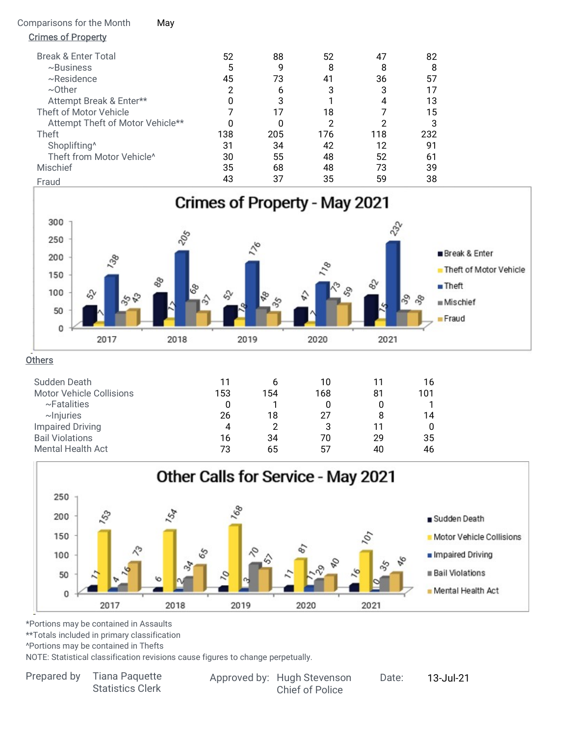Comparisons for the Month May

## Crimes of Property

| | | | | | |
|---|---|---|---|---|---|
| Break & Enter Total | 52 | 88 | 52 | 47 | 82 |
| ~Business | 5 | 9 | 8 | 8 | 8 |
| ~Residence | 45 | 73 | 41 | 36 | 57 |
| ~Other | 2 | 6 | 3 | 3 | 17 |
| Attempt Break & Enter** | 0 | 3 | 1 | 4 | 13 |
| Theft of Motor Vehicle | 7 | 17 | 18 | 7 | 15 |
| Attempt Theft of Motor Vehicle** | 0 | 0 | 2 | 2 | 3 |
| Theft | 138 | 205 | 176 | 118 | 232 |
| Shoplifting^ | 31 | 34 | 42 | 12 | 91 |
| Theft from Motor Vehicle^ | 30 | 55 | 48 | 52 | 61 |
| Mischief | 35 | 68 | 48 | 73 | 39 |
| Fraud | 43 | 37 | 35 | 59 | 38 |

Crimes of Property - May 2021

300
250
200
150
100
50
0

2017: 52, 7, 138, 35, 43
2018: 88, 17, 205, 68, 37
2019: 52, 18, 176, 48, 35
2020: 47, 7, 118, 73, 59
2021: 82, 15, 232, 39, 38

Break & Enter
Theft of Motor Vehicle
Theft
Mischief
Fraud

## Others

| | | | | | |
|---|---|---|---|---|---|
| Sudden Death | 11 | 6 | 10 | 11 | 16 |
| Motor Vehicle Collisions | 153 | 154 | 168 | 81 | 101 |
| ~Fatalities | 0 | 1 | 0 | 0 | 1 |
| ~Injuries | 26 | 18 | 27 | 8 | 14 |
| Impaired Driving | 4 | 2 | 3 | 11 | 0 |
| Bail Violations | 16 | 34 | 70 | 29 | 35 |
| Mental Health Act | 73 | 65 | 57 | 40 | 46 |

Other Calls for Service - May 2021

250
200
150
100
50
0

2017: 11, 153, 4, 16, 73
2018: 6, 154, 2, 34, 65
2019: 10, 168, 3, 70, 57
2020: 11, 81, 11, 29, 40
2021: 16, 101, 0, 35, 46

Sudden Death
Motor Vehicle Collisions
Impaired Driving
Bail Violations
Mental Health Act

*Portions may be contained in Assaults
**Totals included in primary classification
^Portions may be contained in Thefts
NOTE: Statistical classification revisions cause figures to change perpetually.

Prepared by Tiana Paquette
Statistics Clerk

Approved by: Hugh Stevenson
Chief of Police

Date: 13-Jul-21